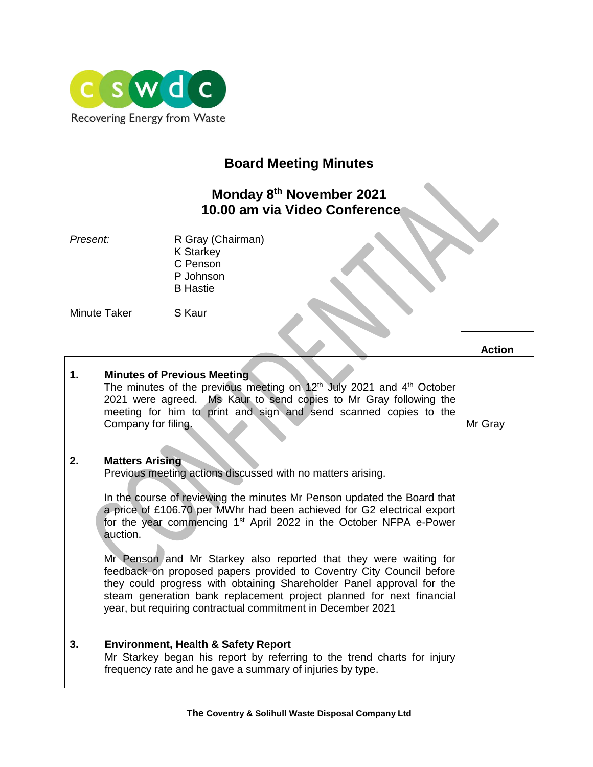cswdc

Recovering Energy from Waste

# Board Meeting Minutes

## Monday 8th November 2021
## 10.00 am via Video Conference

*Present:* R Gray (Chairman)
K Starkey
C Penson
P Johnson
B Hastie

Minute Taker S Kaur

| | | Action |
|---|---|---|
| **1.** | **Minutes of Previous Meeting**<br>The minutes of the previous meeting on 12th July 2021 and 4th October 2021 were agreed. Ms Kaur to send copies to Mr Gray following the meeting for him to print and sign and send scanned copies to the Company for filing. | Mr Gray |
| **2.** | **Matters Arising**<br>Previous meeting actions discussed with no matters arising.<br><br>In the course of reviewing the minutes Mr Penson updated the Board that a price of £106.70 per MWhr had been achieved for G2 electrical export for the year commencing 1st April 2022 in the October NFPA e-Power auction.<br><br>Mr Penson and Mr Starkey also reported that they were waiting for feedback on proposed papers provided to Coventry City Council before they could progress with obtaining Shareholder Panel approval for the steam generation bank replacement project planned for next financial year, but requiring contractual commitment in December 2021 | |
| **3.** | **Environment, Health & Safety Report**<br>Mr Starkey began his report by referring to the trend charts for injury frequency rate and he gave a summary of injuries by type. | |

**The Coventry & Solihull Waste Disposal Company Ltd**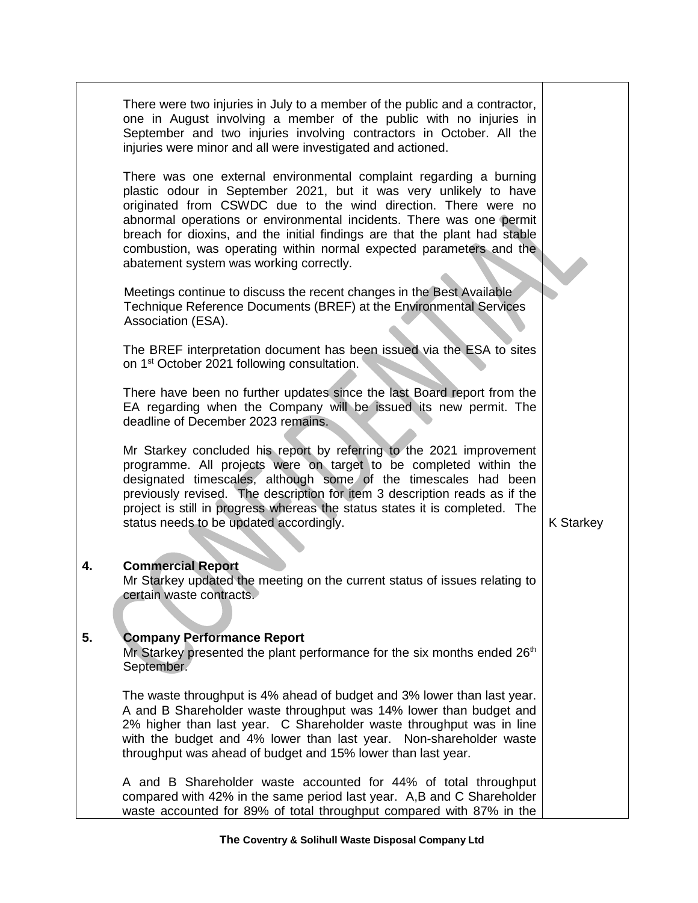There were two injuries in July to a member of the public and a contractor, one in August involving a member of the public with no injuries in September and two injuries involving contractors in October. All the injuries were minor and all were investigated and actioned.

There was one external environmental complaint regarding a burning plastic odour in September 2021, but it was very unlikely to have originated from CSWDC due to the wind direction. There were no abnormal operations or environmental incidents. There was one permit breach for dioxins, and the initial findings are that the plant had stable combustion, was operating within normal expected parameters and the abatement system was working correctly.

Meetings continue to discuss the recent changes in the Best Available Technique Reference Documents (BREF) at the Environmental Services Association (ESA).

The BREF interpretation document has been issued via the ESA to sites on 1st October 2021 following consultation.

There have been no further updates since the last Board report from the EA regarding when the Company will be issued its new permit. The deadline of December 2023 remains.

Mr Starkey concluded his report by referring to the 2021 improvement programme. All projects were on target to be completed within the designated timescales, although some of the timescales had been previously revised. The description for item 3 description reads as if the project is still in progress whereas the status states it is completed. The status needs to be updated accordingly. **K Starkey**

## 4. Commercial Report

Mr Starkey updated the meeting on the current status of issues relating to certain waste contracts.

## 5. Company Performance Report

Mr Starkey presented the plant performance for the six months ended 26th September.

The waste throughput is 4% ahead of budget and 3% lower than last year. A and B Shareholder waste throughput was 14% lower than budget and 2% higher than last year. C Shareholder waste throughput was in line with the budget and 4% lower than last year. Non-shareholder waste throughput was ahead of budget and 15% lower than last year.

A and B Shareholder waste accounted for 44% of total throughput compared with 42% in the same period last year. A,B and C Shareholder waste accounted for 89% of total throughput compared with 87% in the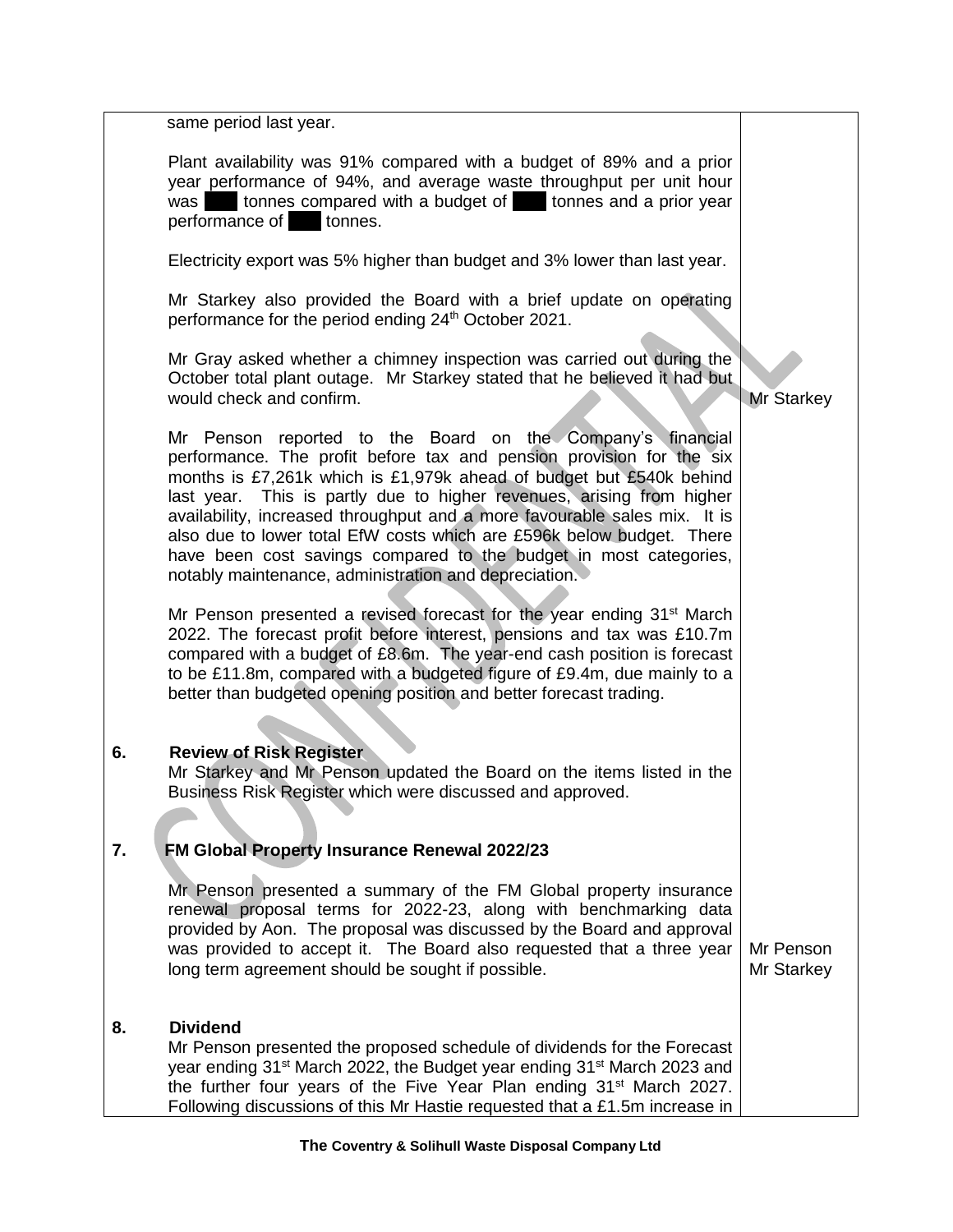| | | |
|---|---|---|
| | same period last year.<br><br>Plant availability was 91% compared with a budget of 89% and a prior year performance of 94%, and average waste throughput per unit hour was ███ tonnes compared with a budget of ███ tonnes and a prior year performance of ███ tonnes.<br><br>Electricity export was 5% higher than budget and 3% lower than last year.<br><br>Mr Starkey also provided the Board with a brief update on operating performance for the period ending 24th October 2021.<br><br>Mr Gray asked whether a chimney inspection was carried out during the October total plant outage. Mr Starkey stated that he believed it had but would check and confirm.<br><br>Mr Penson reported to the Board on the Company's financial performance. The profit before tax and pension provision for the six months is £7,261k which is £1,979k ahead of budget but £540k behind last year. This is partly due to higher revenues, arising from higher availability, increased throughput and a more favourable sales mix. It is also due to lower total EfW costs which are £596k below budget. There have been cost savings compared to the budget in most categories, notably maintenance, administration and depreciation.<br><br>Mr Penson presented a revised forecast for the year ending 31st March 2022. The forecast profit before interest, pensions and tax was £10.7m compared with a budget of £8.6m. The year-end cash position is forecast to be £11.8m, compared with a budgeted figure of £9.4m, due mainly to a better than budgeted opening position and better forecast trading. | Mr Starkey |
| **6.** | **Review of Risk Register**<br>Mr Starkey and Mr Penson updated the Board on the items listed in the Business Risk Register which were discussed and approved. | |
| **7.** | **FM Global Property Insurance Renewal 2022/23**<br><br>Mr Penson presented a summary of the FM Global property insurance renewal proposal terms for 2022-23, along with benchmarking data provided by Aon. The proposal was discussed by the Board and approval was provided to accept it. The Board also requested that a three year long term agreement should be sought if possible. | Mr Penson<br>Mr Starkey |
| **8.** | **Dividend**<br>Mr Penson presented the proposed schedule of dividends for the Forecast year ending 31st March 2022, the Budget year ending 31st March 2023 and the further four years of the Five Year Plan ending 31st March 2027. Following discussions of this Mr Hastie requested that a £1.5m increase in | |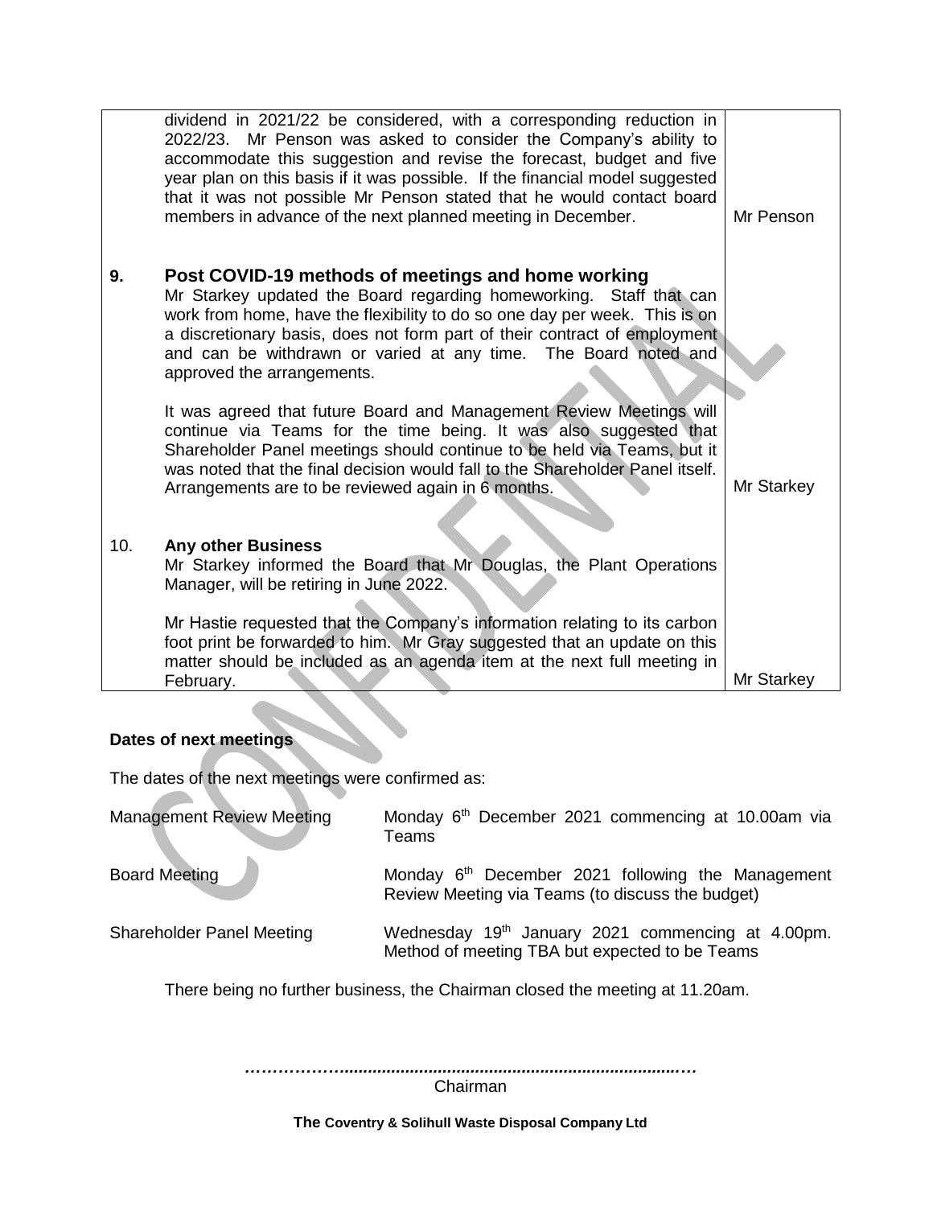| | | |
|---|---|---|
| | dividend in 2021/22 be considered, with a corresponding reduction in 2022/23. Mr Penson was asked to consider the Company's ability to accommodate this suggestion and revise the forecast, budget and five year plan on this basis if it was possible. If the financial model suggested that it was not possible Mr Penson stated that he would contact board members in advance of the next planned meeting in December. | Mr Penson |
| **9.** | **Post COVID-19 methods of meetings and home working**<br>Mr Starkey updated the Board regarding homeworking. Staff that can work from home, have the flexibility to do so one day per week. This is on a discretionary basis, does not form part of their contract of employment and can be withdrawn or varied at any time. The Board noted and approved the arrangements.<br><br>It was agreed that future Board and Management Review Meetings will continue via Teams for the time being. It was also suggested that Shareholder Panel meetings should continue to be held via Teams, but it was noted that the final decision would fall to the Shareholder Panel itself. Arrangements are to be reviewed again in 6 months. | Mr Starkey |
| 10. | **Any other Business**<br>Mr Starkey informed the Board that Mr Douglas, the Plant Operations Manager, will be retiring in June 2022.<br><br>Mr Hastie requested that the Company's information relating to its carbon foot print be forwarded to him. Mr Gray suggested that an update on this matter should be included as an agenda item at the next full meeting in February. | Mr Starkey |

**Dates of next meetings**

The dates of the next meetings were confirmed as:

| | |
|---|---|
| Management Review Meeting | Monday 6th December 2021 commencing at 10.00am via Teams |
| Board Meeting | Monday 6th December 2021 following the Management Review Meeting via Teams (to discuss the budget) |
| Shareholder Panel Meeting | Wednesday 19th January 2021 commencing at 4.00pm. Method of meeting TBA but expected to be Teams |

There being no further business, the Chairman closed the meeting at 11.20am.

……………..........................................................................…

Chairman

**The Coventry & Solihull Waste Disposal Company Ltd**